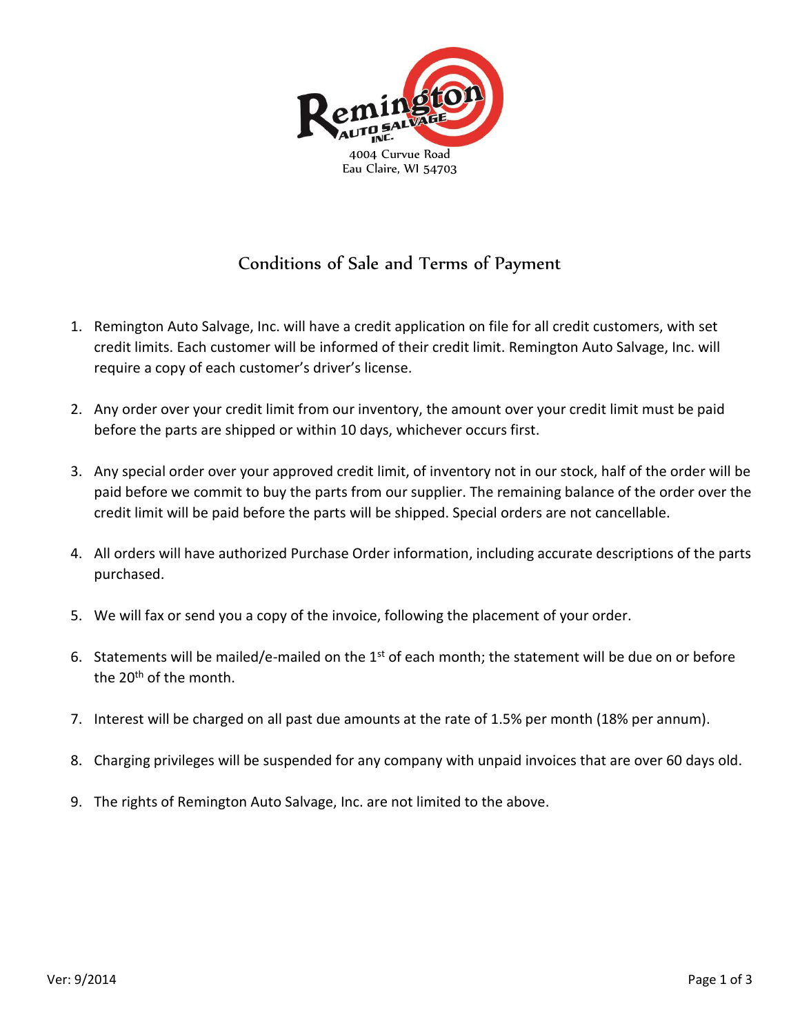Remington Auto Salvage Inc.

4004 Curvue Road
Eau Claire, WI 54703

# Conditions of Sale and Terms of Payment

1. Remington Auto Salvage, Inc. will have a credit application on file for all credit customers, with set credit limits. Each customer will be informed of their credit limit. Remington Auto Salvage, Inc. will require a copy of each customer's driver's license.

2. Any order over your credit limit from our inventory, the amount over your credit limit must be paid before the parts are shipped or within 10 days, whichever occurs first.

3. Any special order over your approved credit limit, of inventory not in our stock, half of the order will be paid before we commit to buy the parts from our supplier. The remaining balance of the order over the credit limit will be paid before the parts will be shipped. Special orders are not cancellable.

4. All orders will have authorized Purchase Order information, including accurate descriptions of the parts purchased.

5. We will fax or send you a copy of the invoice, following the placement of your order.

6. Statements will be mailed/e-mailed on the 1st of each month; the statement will be due on or before the 20th of the month.

7. Interest will be charged on all past due amounts at the rate of 1.5% per month (18% per annum).

8. Charging privileges will be suspended for any company with unpaid invoices that are over 60 days old.

9. The rights of Remington Auto Salvage, Inc. are not limited to the above.

Ver: 9/2014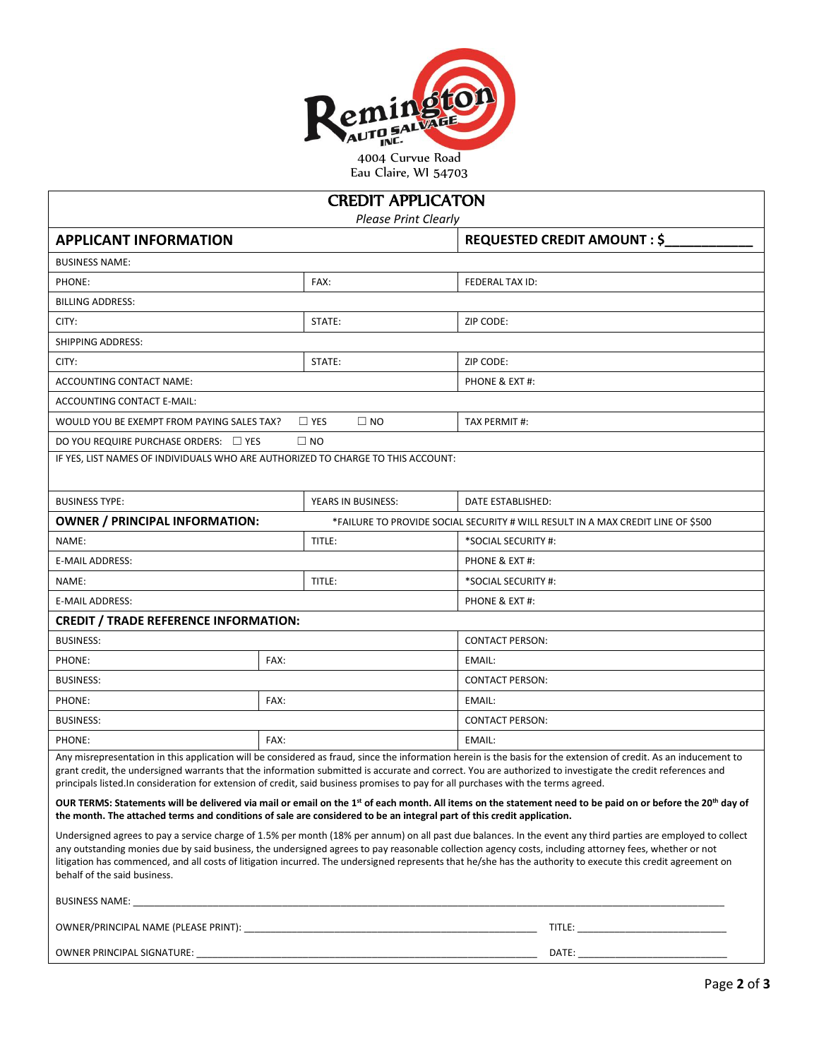Remington Auto Salvage Inc.

4004 Curvue Road
Eau Claire, WI 54703

# CREDIT APPLICATON

*Please Print Clearly*

| **APPLICANT INFORMATION** | | **REQUESTED CREDIT AMOUNT : $___________** |
|---|---|---|
| BUSINESS NAME: | | |
| PHONE: | FAX: | FEDERAL TAX ID: |
| BILLING ADDRESS: | | |
| CITY: | STATE: | ZIP CODE: |
| SHIPPING ADDRESS: | | |
| CITY: | STATE: | ZIP CODE: |
| ACCOUNTING CONTACT NAME: | | PHONE & EXT #: |
| ACCOUNTING CONTACT E-MAIL: | | |
| WOULD YOU BE EXEMPT FROM PAYING SALES TAX? ☐ YES ☐ NO | | TAX PERMIT #: |
| DO YOU REQUIRE PURCHASE ORDERS: ☐ YES ☐ NO | | |
| IF YES, LIST NAMES OF INDIVIDUALS WHO ARE AUTHORIZED TO CHARGE TO THIS ACCOUNT: | | |
| BUSINESS TYPE: | YEARS IN BUSINESS: | DATE ESTABLISHED: |
| **OWNER / PRINCIPAL INFORMATION:** | *FAILURE TO PROVIDE SOCIAL SECURITY # WILL RESULT IN A MAX CREDIT LINE OF $500 | |
| NAME: | TITLE: | *SOCIAL SECURITY #: |
| E-MAIL ADDRESS: | | PHONE & EXT #: |
| NAME: | TITLE: | *SOCIAL SECURITY #: |
| E-MAIL ADDRESS: | | PHONE & EXT #: |
| **CREDIT / TRADE REFERENCE INFORMATION:** | | |
| BUSINESS: | | CONTACT PERSON: |
| PHONE: | FAX: | EMAIL: |
| BUSINESS: | | CONTACT PERSON: |
| PHONE: | FAX: | EMAIL: |
| BUSINESS: | | CONTACT PERSON: |
| PHONE: | FAX: | EMAIL: |

Any misrepresentation in this application will be considered as fraud, since the information herein is the basis for the extension of credit. As an inducement to grant credit, the undersigned warrants that the information submitted is accurate and correct. You are authorized to investigate the credit references and principals listed.In consideration for extension of credit, said business promises to pay for all purchases with the terms agreed.

**OUR TERMS: Statements will be delivered via mail or email on the 1st of each month. All items on the statement need to be paid on or before the 20th day of the month. The attached terms and conditions of sale are considered to be an integral part of this credit application.**

Undersigned agrees to pay a service charge of 1.5% per month (18% per annum) on all past due balances. In the event any third parties are employed to collect any outstanding monies due by said business, the undersigned agrees to pay reasonable collection agency costs, including attorney fees, whether or not litigation has commenced, and all costs of litigation incurred. The undersigned represents that he/she has the authority to execute this credit agreement on behalf of the said business.

BUSINESS NAME: ____________________________________________________________

OWNER/PRINCIPAL NAME (PLEASE PRINT): ______________________________________ TITLE: ____________________

OWNER PRINCIPAL SIGNATURE: ______________________________________________ DATE: ____________________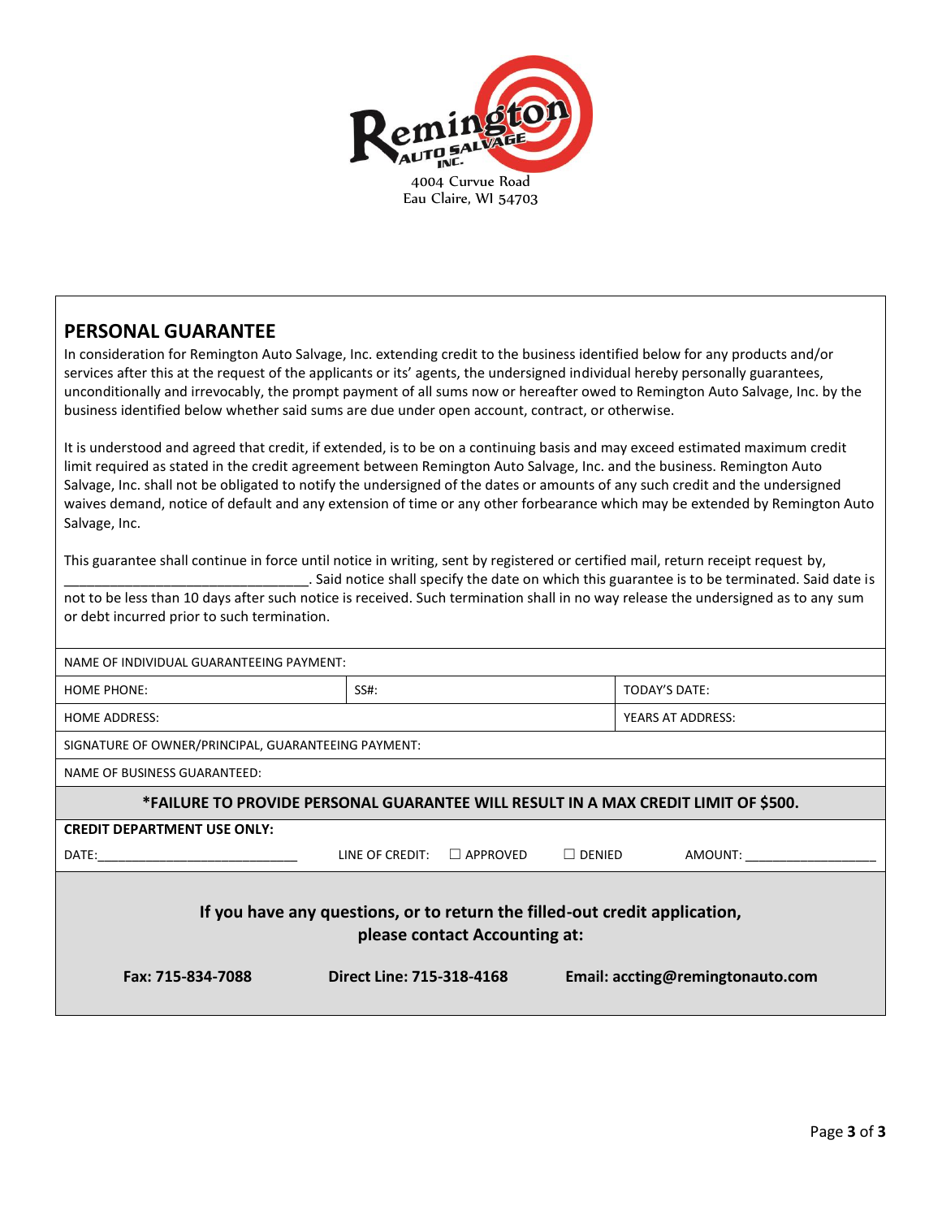Remington Auto Salvage Inc.

4004 Curvue Road
Eau Claire, WI 54703

## PERSONAL GUARANTEE

In consideration for Remington Auto Salvage, Inc. extending credit to the business identified below for any products and/or services after this at the request of the applicants or its' agents, the undersigned individual hereby personally guarantees, unconditionally and irrevocably, the prompt payment of all sums now or hereafter owed to Remington Auto Salvage, Inc. by the business identified below whether said sums are due under open account, contract, or otherwise.

It is understood and agreed that credit, if extended, is to be on a continuing basis and may exceed estimated maximum credit limit required as stated in the credit agreement between Remington Auto Salvage, Inc. and the business. Remington Auto Salvage, Inc. shall not be obligated to notify the undersigned of the dates or amounts of any such credit and the undersigned waives demand, notice of default and any extension of time or any other forbearance which may be extended by Remington Auto Salvage, Inc.

This guarantee shall continue in force until notice in writing, sent by registered or certified mail, return receipt request by, ________________________________. Said notice shall specify the date on which this guarantee is to be terminated. Said date is not to be less than 10 days after such notice is received. Such termination shall in no way release the undersigned as to any sum or debt incurred prior to such termination.

| | | |
|---|---|---|
| NAME OF INDIVIDUAL GUARANTEEING PAYMENT: | | |
| HOME PHONE: | SS#: | TODAY'S DATE: |
| HOME ADDRESS: | | YEARS AT ADDRESS: |
| SIGNATURE OF OWNER/PRINCIPAL, GUARANTEEING PAYMENT: | | |
| NAME OF BUSINESS GUARANTEED: | | |

**\*FAILURE TO PROVIDE PERSONAL GUARANTEE WILL RESULT IN A MAX CREDIT LIMIT OF $500.**

**CREDIT DEPARTMENT USE ONLY:**

DATE:____________________________ LINE OF CREDIT: ☐ APPROVED ☐ DENIED AMOUNT: __________________

**If you have any questions, or to return the filled-out credit application, please contact Accounting at:**

**Fax: 715-834-7088** **Direct Line: 715-318-4168** **Email: accting@remingtonauto.com**